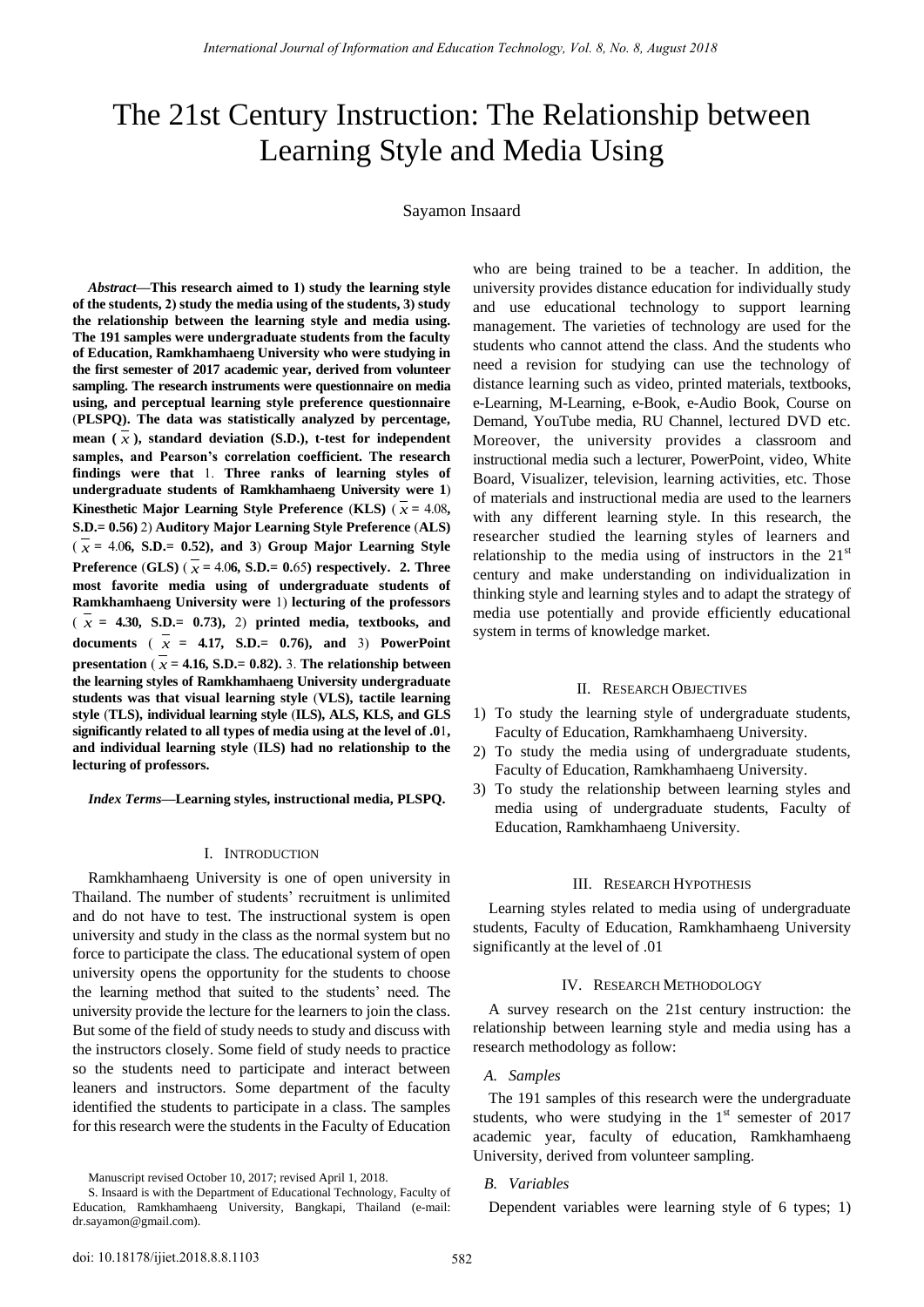# The 21st Century Instruction: The Relationship between Learning Style and Media Using

Sayamon Insaard

***Abstract*—This research aimed to 1) study the learning style of the students, 2) study the media using of the students, 3) study the relationship between the learning style and media using. The 191 samples were undergraduate students from the faculty of Education, Ramkhamhaeng University who were studying in the first semester of 2017 academic year, derived from volunteer sampling. The research instruments were questionnaire on media using, and perceptual learning style preference questionnaire (PLSPQ). The data was statistically analyzed by percentage, mean ($\bar{x}$), standard deviation (S.D.), t-test for independent samples, and Pearson's correlation coefficient. The research findings were that** 1. **Three ranks of learning styles of undergraduate students of Ramkhamhaeng University were 1**) **Kinesthetic Major Learning Style Preference** (**KLS**) ($\bar{x}$ = 4.08**, S.D.= 0.56)** 2) **Auditory Major Learning Style Preference** (**ALS**) ($\bar{x}$ **=** 4.0**6, S.D.= 0.52), and 3**) **Group Major Learning Style Preference** (**GLS**) ($\bar{x}$ = 4.0**6, S.D.= 0.**65**) respectively. 2. Three most favorite media using of undergraduate students of Ramkhamhaeng University were** 1) **lecturing of the professors** ($\bar{x}$ **= 4.30, S.D.= 0.73),** 2) **printed media, textbooks, and documents** ($\bar{x}$ **= 4.17, S.D.= 0.76), and** 3) **PowerPoint presentation** ($\bar{x}$ **= 4.16, S.D.= 0.82).** 3. **The relationship between the learning styles of Ramkhamhaeng University undergraduate students was that visual learning style** (**VLS), tactile learning style** (**TLS), individual learning style** (**ILS), ALS, KLS, and GLS significantly related to all types of media using at the level of .0**1**, and individual learning style** (**ILS**) **had no relationship to the lecturing of professors.**

***Index Terms*—Learning styles, instructional media, PLSPQ.**

## I. Introduction

Ramkhamhaeng University is one of open university in Thailand. The number of students' recruitment is unlimited and do not have to test. The instructional system is open university and study in the class as the normal system but no force to participate the class. The educational system of open university opens the opportunity for the students to choose the learning method that suited to the students' need. The university provide the lecture for the learners to join the class. But some of the field of study needs to study and discuss with the instructors closely. Some field of study needs to practice so the students need to participate and interact between leaners and instructors. Some department of the faculty identified the students to participate in a class. The samples for this research were the students in the Faculty of Education who are being trained to be a teacher. In addition, the university provides distance education for individually study and use educational technology to support learning management. The varieties of technology are used for the students who cannot attend the class. And the students who need a revision for studying can use the technology of distance learning such as video, printed materials, textbooks, e-Learning, M-Learning, e-Book, e-Audio Book, Course on Demand, YouTube media, RU Channel, lectured DVD etc. Moreover, the university provides a classroom and instructional media such a lecturer, PowerPoint, video, White Board, Visualizer, television, learning activities, etc. Those of materials and instructional media are used to the learners with any different learning style. In this research, the researcher studied the learning styles of learners and relationship to the media using of instructors in the 21st century and make understanding on individualization in thinking style and learning styles and to adapt the strategy of media use potentially and provide efficiently educational system in terms of knowledge market.

Manuscript revised October 10, 2017; revised April 1, 2018.

S. Insaard is with the Department of Educational Technology, Faculty of Education, Ramkhamhaeng University, Bangkapi, Thailand (e-mail: dr.sayamon@gmail.com).

## II. Research Objectives

1) To study the learning style of undergraduate students, Faculty of Education, Ramkhamhaeng University.
2) To study the media using of undergraduate students, Faculty of Education, Ramkhamhaeng University.
3) To study the relationship between learning styles and media using of undergraduate students, Faculty of Education, Ramkhamhaeng University.

## III. Research Hypothesis

Learning styles related to media using of undergraduate students, Faculty of Education, Ramkhamhaeng University significantly at the level of .01

## IV. Research Methodology

A survey research on the 21st century instruction: the relationship between learning style and media using has a research methodology as follow:

### *A. Samples*

The 191 samples of this research were the undergraduate students, who were studying in the 1st semester of 2017 academic year, faculty of education, Ramkhamhaeng University, derived from volunteer sampling.

### *B. Variables*

Dependent variables were learning style of 6 types; 1)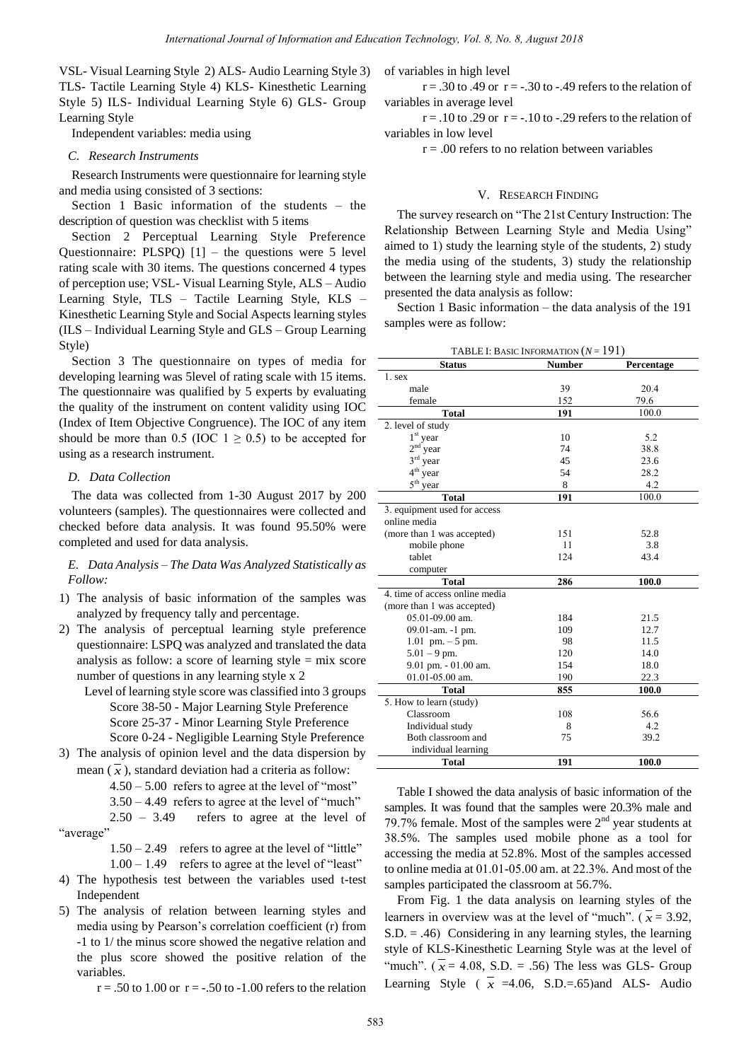VSL- Visual Learning Style 2) ALS- Audio Learning Style 3) TLS- Tactile Learning Style 4) KLS- Kinesthetic Learning Style 5) ILS- Individual Learning Style 6) GLS- Group Learning Style

Independent variables: media using

### *C. Research Instruments*

Research Instruments were questionnaire for learning style and media using consisted of 3 sections:

Section 1 Basic information of the students – the description of question was checklist with 5 items

Section 2 Perceptual Learning Style Preference Questionnaire: PLSPQ) [1] – the questions were 5 level rating scale with 30 items. The questions concerned 4 types of perception use; VSL- Visual Learning Style, ALS – Audio Learning Style, TLS – Tactile Learning Style, KLS – Kinesthetic Learning Style and Social Aspects learning styles (ILS – Individual Learning Style and GLS – Group Learning Style)

Section 3 The questionnaire on types of media for developing learning was 5level of rating scale with 15 items. The questionnaire was qualified by 5 experts by evaluating the quality of the instrument on content validity using IOC (Index of Item Objective Congruence). The IOC of any item should be more than 0.5 (IOC $1 \geq 0.5$) to be accepted for using as a research instrument.

### *D. Data Collection*

The data was collected from 1-30 August 2017 by 200 volunteers (samples). The questionnaires were collected and checked before data analysis. It was found 95.50% were completed and used for data analysis.

### *E. Data Analysis – The Data Was Analyzed Statistically as Follow:*

1) The analysis of basic information of the samples was analyzed by frequency tally and percentage.
2) The analysis of perceptual learning style preference questionnaire: LSPQ was analyzed and translated the data analysis as follow: a score of learning style = mix score number of questions in any learning style x 2

   Level of learning style score was classified into 3 groups
   
   Score 38-50 - Major Learning Style Preference
   
   Score 25-37 - Minor Learning Style Preference
   
   Score 0-24 - Negligible Learning Style Preference
3) The analysis of opinion level and the data dispersion by mean ($\overline{x}$), standard deviation had a criteria as follow:

   4.50 – 5.00 refers to agree at the level of "most"
   
   3.50 – 4.49 refers to agree at the level of "much"
   
   2.50 – 3.49 refers to agree at the level of "average"
   
   1.50 – 2.49 refers to agree at the level of "little"
   
   1.00 – 1.49 refers to agree at the level of "least"
4) The hypothesis test between the variables used t-test Independent
5) The analysis of relation between learning styles and media using by Pearson's correlation coefficient (r) from -1 to 1/ the minus score showed the negative relation and the plus score showed the positive relation of the variables.

   r = .50 to 1.00 or r = -.50 to -1.00 refers to the relation of variables in high level
   
   r = .30 to .49 or r = -.30 to -.49 refers to the relation of variables in average level
   
   r = .10 to .29 or r = -.10 to -.29 refers to the relation of variables in low level
   
   r = .00 refers to no relation between variables

## V. Research Finding

The survey research on "The 21st Century Instruction: The Relationship Between Learning Style and Media Using" aimed to 1) study the learning style of the students, 2) study the media using of the students, 3) study the relationship between the learning style and media using. The researcher presented the data analysis as follow:

Section 1 Basic information – the data analysis of the 191 samples were as follow:

TABLE I: Basic Information ($N = 191$)

| Status | Number | Percentage |
|---|---|---|
| 1. sex | | |
| male | 39 | 20.4 |
| female | 152 | 79.6 |
| **Total** | **191** | 100.0 |
| 2. level of study | | |
| 1st year | 10 | 5.2 |
| 2nd year | 74 | 38.8 |
| 3rd year | 45 | 23.6 |
| 4th year | 54 | 28.2 |
| 5th year | 8 | 4.2 |
| **Total** | **191** | 100.0 |
| 3. equipment used for access online media (more than 1 was accepted) | | |
| mobile phone | 151 | 52.8 |
| tablet | 11 | 3.8 |
| computer | 124 | 43.4 |
| **Total** | **286** | **100.0** |
| 4. time of access online media (more than 1 was accepted) | | |
| 05.01-09.00 am. | 184 | 21.5 |
| 09.01-am. -1 pm. | 109 | 12.7 |
| 1.01 pm. – 5 pm. | 98 | 11.5 |
| 5.01 – 9 pm. | 120 | 14.0 |
| 9.01 pm. - 01.00 am. | 154 | 18.0 |
| 01.01-05.00 am. | 190 | 22.3 |
| **Total** | **855** | **100.0** |
| 5. How to learn (study) | | |
| Classroom | 108 | 56.6 |
| Individual study | 8 | 4.2 |
| Both classroom and individual learning | 75 | 39.2 |
| **Total** | **191** | **100.0** |

Table I showed the data analysis of basic information of the samples. It was found that the samples were 20.3% male and 79.7% female. Most of the samples were 2nd year students at 38.5%. The samples used mobile phone as a tool for accessing the media at 52.8%. Most of the samples accessed to online media at 01.01-05.00 am. at 22.3%. And most of the samples participated the classroom at 56.7%.

From Fig. 1 the data analysis on learning styles of the learners in overview was at the level of "much". ($\overline{x}$ = 3.92, S.D. = .46) Considering in any learning styles, the learning style of KLS-Kinesthetic Learning Style was at the level of "much". ($\overline{x}$ = 4.08, S.D. = .56) The less was GLS- Group Learning Style ($\overline{x}$ =4.06, S.D.=.65)and ALS- Audio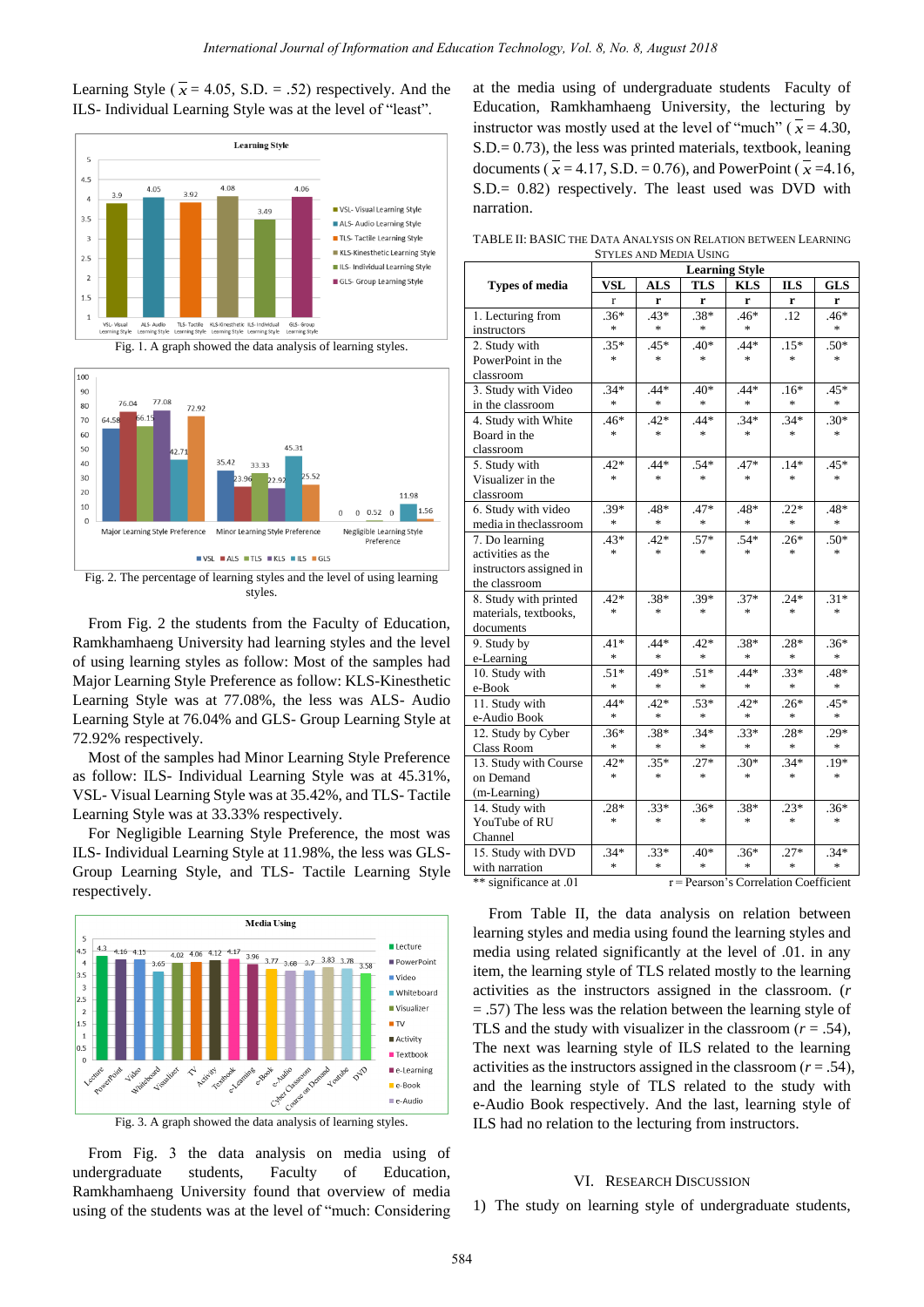Learning Style ($\overline{x}$ = 4.05, S.D. = .52) respectively. And the ILS- Individual Learning Style was at the level of "least".

Fig. 1. A graph showed the data analysis of learning styles.

Fig. 2. The percentage of learning styles and the level of using learning styles.

From Fig. 2 the students from the Faculty of Education, Ramkhamhaeng University had learning styles and the level of using learning styles as follow: Most of the samples had Major Learning Style Preference as follow: KLS-Kinesthetic Learning Style was at 77.08%, the less was ALS- Audio Learning Style at 76.04% and GLS- Group Learning Style at 72.92% respectively.

Most of the samples had Minor Learning Style Preference as follow: ILS- Individual Learning Style was at 45.31%, VSL- Visual Learning Style was at 35.42%, and TLS- Tactile Learning Style was at 33.33% respectively.

For Negligible Learning Style Preference, the most was ILS- Individual Learning Style at 11.98%, the less was GLS- Group Learning Style, and TLS- Tactile Learning Style respectively.

Fig. 3. A graph showed the data analysis of learning styles.

From Fig. 3 the data analysis on media using of undergraduate students, Faculty of Education, Ramkhamhaeng University found that overview of media using of the students was at the level of "much: Considering at the media using of undergraduate students Faculty of Education, Ramkhamhaeng University, the lecturing by instructor was mostly used at the level of "much" ($\overline{x}$ = 4.30, S.D.= 0.73), the less was printed materials, textbook, leaning documents ($\overline{x}$ = 4.17, S.D. = 0.76), and PowerPoint ($\overline{x}$ =4.16, S.D.= 0.82) respectively. The least used was DVD with narration.

TABLE II: BASIC THE DATA ANALYSIS ON RELATION BETWEEN LEARNING STYLES AND MEDIA USING

| Types of media | Learning Style | | | | | |
|---|---|---|---|---|---|---|
| | VSL | ALS | TLS | KLS | ILS | GLS |
| | r | r | r | r | r | r |
| 1. Lecturing from instructors | .36** | .43** | .38** | .46** | .12 | .46** |
| 2. Study with PowerPoint in the classroom | .35** | .45** | .40** | .44** | .15** | .50** |
| 3. Study with Video in the classroom | .34** | .44** | .40** | .44** | .16** | .45** |
| 4. Study with White Board in the classroom | .46** | .42** | .44** | .34** | .34** | .30** |
| 5. Study with Visualizer in the classroom | .42** | .44** | .54** | .47** | .14** | .45** |
| 6. Study with video media in theclassroom | .39** | .48** | .47** | .48** | .22** | .48** |
| 7. Do learning activities as the instructors assigned in the classroom | .43** | .42** | .57** | .54** | .26** | .50** |
| 8. Study with printed materials, textbooks, documents | .42** | .38** | .39** | .37** | .24** | .31** |
| 9. Study by e-Learning | .41** | .44** | .42** | .38** | .28** | .36** |
| 10. Study with e-Book | .51** | .49** | .51** | .44** | .33** | .48** |
| 11. Study with e-Audio Book | .44** | .42** | .53** | .42** | .26** | .45** |
| 12. Study by Cyber Class Room | .36** | .38** | .34** | .33** | .28** | .29** |
| 13. Study with Course on Demand (m-Learning) | .42** | .35** | .27** | .30** | .34** | .19** |
| 14. Study with YouTube of RU Channel | .28** | .33** | .36** | .38** | .23** | .36** |
| 15. Study with DVD with narration | .34** | .33** | .40** | .36** | .27** | .34** |

** significance at .01    r = Pearson's Correlation Coefficient

From Table II, the data analysis on relation between learning styles and media using found the learning styles and media using related significantly at the level of .01. in any item, the learning style of TLS related mostly to the learning activities as the instructors assigned in the classroom. ($r$ = .57) The less was the relation between the learning style of TLS and the study with visualizer in the classroom ($r$ = .54), The next was learning style of ILS related to the learning activities as the instructors assigned in the classroom ($r$ = .54), and the learning style of TLS related to the study with e-Audio Book respectively. And the last, learning style of ILS had no relation to the lecturing from instructors.

## VI. RESEARCH DISCUSSION

1) The study on learning style of undergraduate students,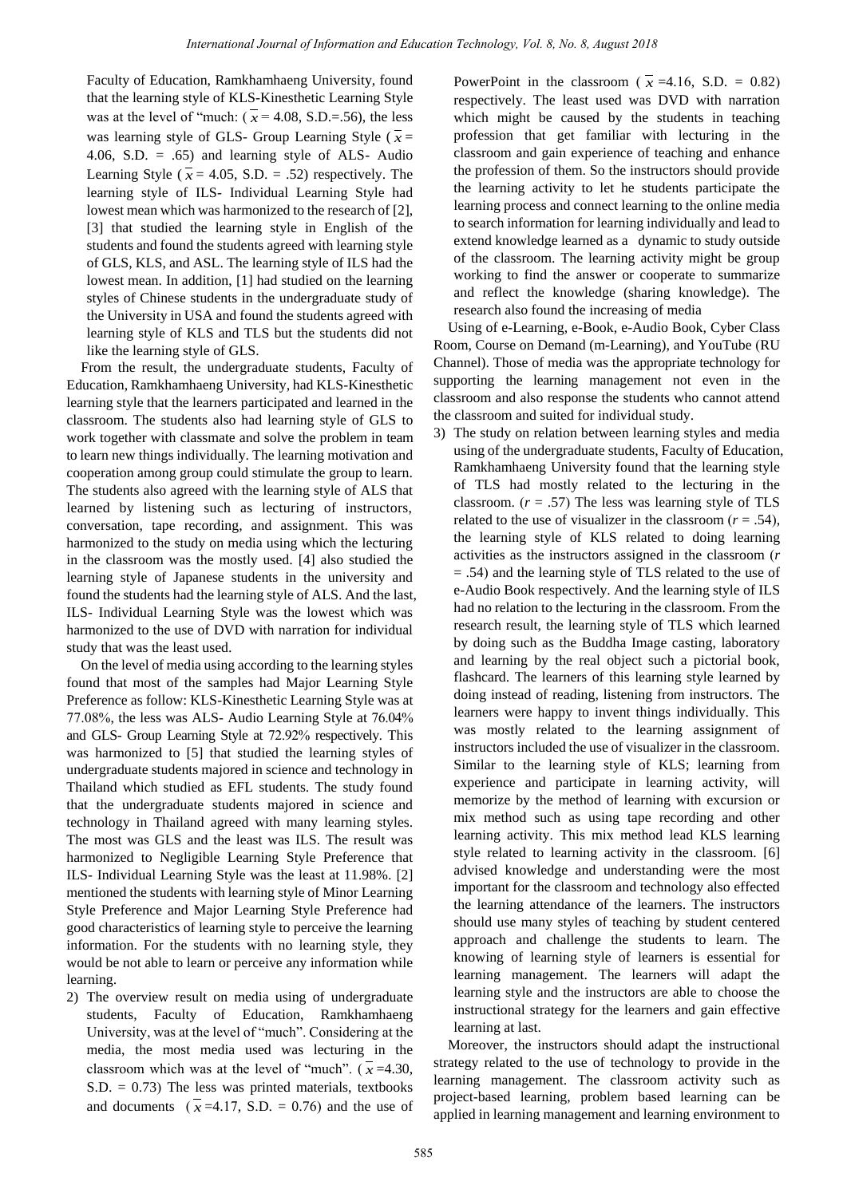Faculty of Education, Ramkhamhaeng University, found that the learning style of KLS-Kinesthetic Learning Style was at the level of "much: ($\bar{x}$ = 4.08, S.D.=.56), the less was learning style of GLS- Group Learning Style ($\bar{x}$ = 4.06, S.D. = .65) and learning style of ALS- Audio Learning Style ($\bar{x}$ = 4.05, S.D. = .52) respectively. The learning style of ILS- Individual Learning Style had lowest mean which was harmonized to the research of [2], [3] that studied the learning style in English of the students and found the students agreed with learning style of GLS, KLS, and ASL. The learning style of ILS had the lowest mean. In addition, [1] had studied on the learning styles of Chinese students in the undergraduate study of the University in USA and found the students agreed with learning style of KLS and TLS but the students did not like the learning style of GLS.

From the result, the undergraduate students, Faculty of Education, Ramkhamhaeng University, had KLS-Kinesthetic learning style that the learners participated and learned in the classroom. The students also had learning style of GLS to work together with classmate and solve the problem in team to learn new things individually. The learning motivation and cooperation among group could stimulate the group to learn. The students also agreed with the learning style of ALS that learned by listening such as lecturing of instructors, conversation, tape recording, and assignment. This was harmonized to the study on media using which the lecturing in the classroom was the mostly used. [4] also studied the learning style of Japanese students in the university and found the students had the learning style of ALS. And the last, ILS- Individual Learning Style was the lowest which was harmonized to the use of DVD with narration for individual study that was the least used.

On the level of media using according to the learning styles found that most of the samples had Major Learning Style Preference as follow: KLS-Kinesthetic Learning Style was at 77.08%, the less was ALS- Audio Learning Style at 76.04% and GLS- Group Learning Style at 72.92% respectively. This was harmonized to [5] that studied the learning styles of undergraduate students majored in science and technology in Thailand which studied as EFL students. The study found that the undergraduate students majored in science and technology in Thailand agreed with many learning styles. The most was GLS and the least was ILS. The result was harmonized to Negligible Learning Style Preference that ILS- Individual Learning Style was the least at 11.98%. [2] mentioned the students with learning style of Minor Learning Style Preference and Major Learning Style Preference had good characteristics of learning style to perceive the learning information. For the students with no learning style, they would be not able to learn or perceive any information while learning.

2) The overview result on media using of undergraduate students, Faculty of Education, Ramkhamhaeng University, was at the level of "much". Considering at the media, the most media used was lecturing in the classroom which was at the level of "much". ($\bar{x}$ =4.30, S.D. = 0.73) The less was printed materials, textbooks and documents ($\bar{x}$ =4.17, S.D. = 0.76) and the use of PowerPoint in the classroom ($\bar{x}$ =4.16, S.D. = 0.82) respectively. The least used was DVD with narration which might be caused by the students in teaching profession that get familiar with lecturing in the classroom and gain experience of teaching and enhance the profession of them. So the instructors should provide the learning activity to let he students participate the learning process and connect learning to the online media to search information for learning individually and lead to extend knowledge learned as a dynamic to study outside of the classroom. The learning activity might be group working to find the answer or cooperate to summarize and reflect the knowledge (sharing knowledge). The research also found the increasing of media

Using of e-Learning, e-Book, e-Audio Book, Cyber Class Room, Course on Demand (m-Learning), and YouTube (RU Channel). Those of media was the appropriate technology for supporting the learning management not even in the classroom and also response the students who cannot attend the classroom and suited for individual study.

3) The study on relation between learning styles and media using of the undergraduate students, Faculty of Education, Ramkhamhaeng University found that the learning style of TLS had mostly related to the lecturing in the classroom. ($r$ = .57) The less was learning style of TLS related to the use of visualizer in the classroom ($r$ = .54), the learning style of KLS related to doing learning activities as the instructors assigned in the classroom ($r$ = .54) and the learning style of TLS related to the use of e-Audio Book respectively. And the learning style of ILS had no relation to the lecturing in the classroom. From the research result, the learning style of TLS which learned by doing such as the Buddha Image casting, laboratory and learning by the real object such a pictorial book, flashcard. The learners of this learning style learned by doing instead of reading, listening from instructors. The learners were happy to invent things individually. This was mostly related to the learning assignment of instructors included the use of visualizer in the classroom. Similar to the learning style of KLS; learning from experience and participate in learning activity, will memorize by the method of learning with excursion or mix method such as using tape recording and other learning activity. This mix method lead KLS learning style related to learning activity in the classroom. [6] advised knowledge and understanding were the most important for the classroom and technology also effected the learning attendance of the learners. The instructors should use many styles of teaching by student centered approach and challenge the students to learn. The knowing of learning style of learners is essential for learning management. The learners will adapt the learning style and the instructors are able to choose the instructional strategy for the learners and gain effective learning at last.

Moreover, the instructors should adapt the instructional strategy related to the use of technology to provide in the learning management. The classroom activity such as project-based learning, problem based learning can be applied in learning management and learning environment to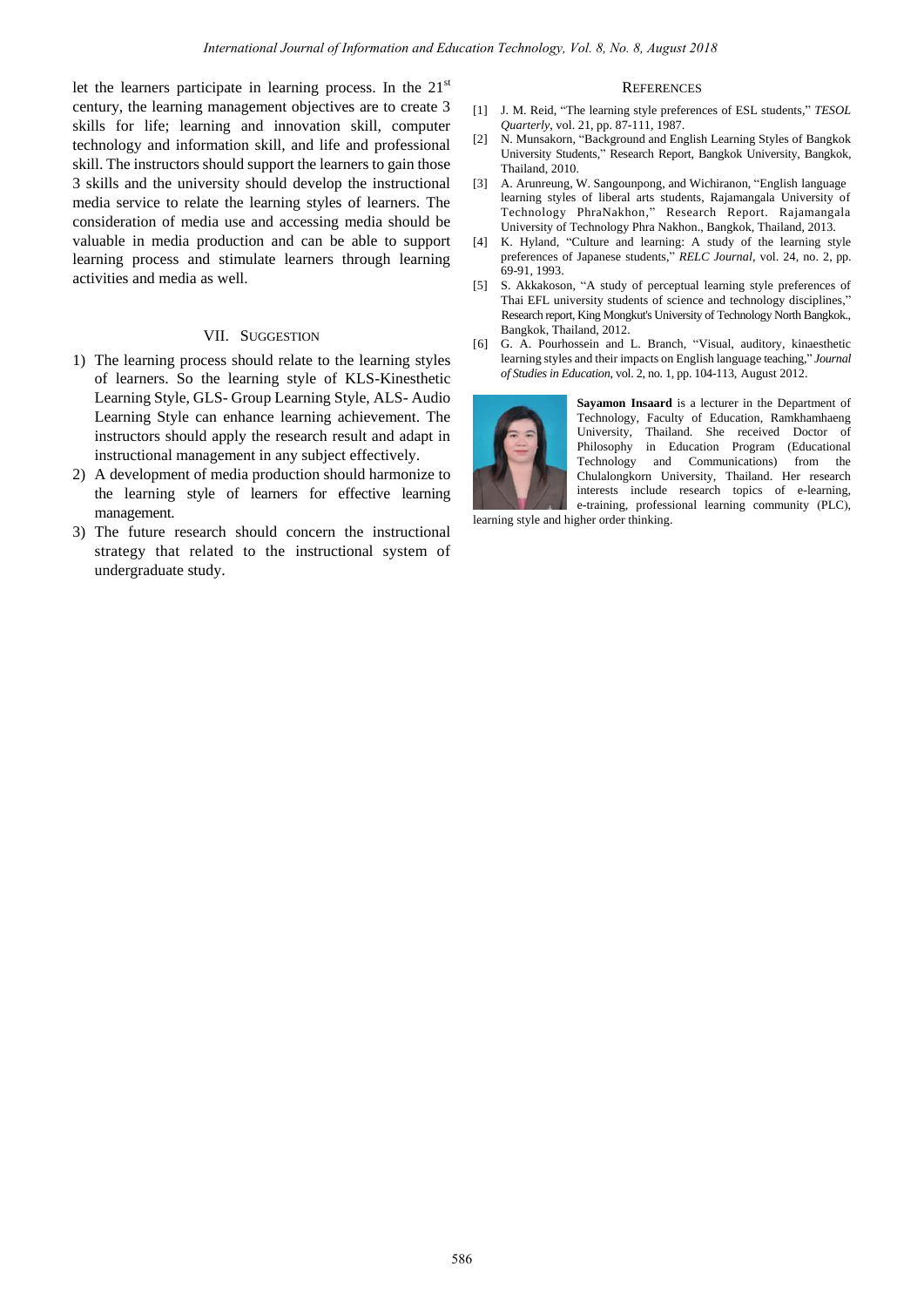let the learners participate in learning process. In the 21st century, the learning management objectives are to create 3 skills for life; learning and innovation skill, computer technology and information skill, and life and professional skill. The instructors should support the learners to gain those 3 skills and the university should develop the instructional media service to relate the learning styles of learners. The consideration of media use and accessing media should be valuable in media production and can be able to support learning process and stimulate learners through learning activities and media as well.

## VII. Suggestion

1) The learning process should relate to the learning styles of learners. So the learning style of KLS-Kinesthetic Learning Style, GLS- Group Learning Style, ALS- Audio Learning Style can enhance learning achievement. The instructors should apply the research result and adapt in instructional management in any subject effectively.
2) A development of media production should harmonize to the learning style of learners for effective learning management.
3) The future research should concern the instructional strategy that related to the instructional system of undergraduate study.

## References

[1] J. M. Reid, "The learning style preferences of ESL students," *TESOL Quarterly*, vol. 21, pp. 87-111, 1987.

[2] N. Munsakorn, "Background and English Learning Styles of Bangkok University Students," Research Report, Bangkok University, Bangkok, Thailand, 2010.

[3] A. Arunreung, W. Sangounpong, and Wichiranon, "English language learning styles of liberal arts students, Rajamangala University of Technology PhraNakhon," Research Report. Rajamangala University of Technology Phra Nakhon., Bangkok, Thailand, 2013.

[4] K. Hyland, "Culture and learning: A study of the learning style preferences of Japanese students," *RELC Journal*, vol. 24, no. 2, pp. 69-91, 1993.

[5] S. Akkakoson, "A study of perceptual learning style preferences of Thai EFL university students of science and technology disciplines," Research report, King Mongkut's University of Technology North Bangkok., Bangkok, Thailand, 2012.

[6] G. A. Pourhossein and L. Branch, "Visual, auditory, kinaesthetic learning styles and their impacts on English language teaching," *Journal of Studies in Education*, vol. 2, no. 1, pp. 104-113, August 2012.

**Sayamon Insaard** is a lecturer in the Department of Technology, Faculty of Education, Ramkhamhaeng University, Thailand. She received Doctor of Philosophy in Education Program (Educational Technology and Communications) from the Chulalongkorn University, Thailand. Her research interests include research topics of e-learning, e-training, professional learning community (PLC), learning style and higher order thinking.